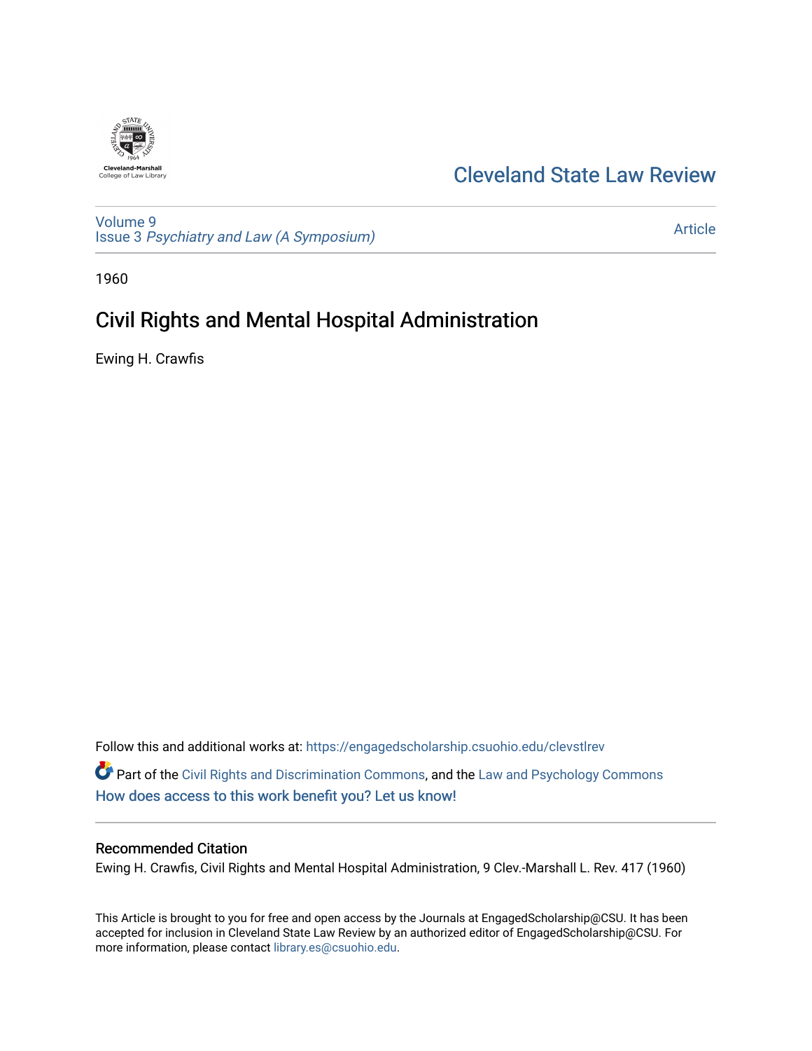Cleveland State Law Review

Volume 9
Issue 3 *Psychiatry and Law (A Symposium)*

Article

1960

# Civil Rights and Mental Hospital Administration

Ewing H. Crawfis

Follow this and additional works at: https://engagedscholarship.csuohio.edu/clevstlrev

Part of the Civil Rights and Discrimination Commons, and the Law and Psychology Commons

How does access to this work benefit you? Let us know!

## Recommended Citation

Ewing H. Crawfis, Civil Rights and Mental Hospital Administration, 9 Clev.-Marshall L. Rev. 417 (1960)

This Article is brought to you for free and open access by the Journals at EngagedScholarship@CSU. It has been accepted for inclusion in Cleveland State Law Review by an authorized editor of EngagedScholarship@CSU. For more information, please contact library.es@csuohio.edu.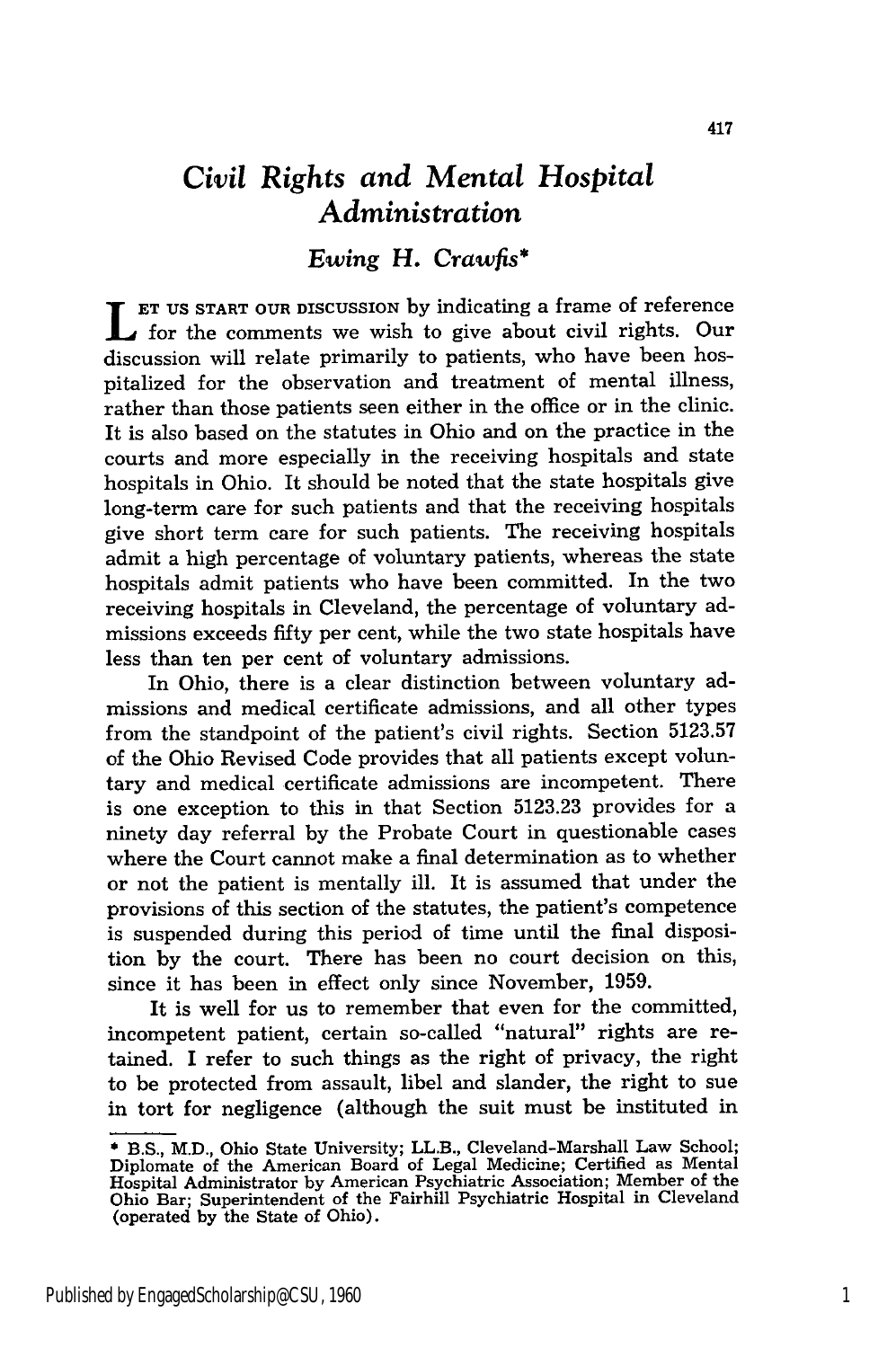# *Civil Rights and Mental Hospital Administration*

### *Ewing H. Crawfis**

LET US START OUR DISCUSSION by indicating a frame of reference for the comments we wish to give about civil rights. Our discussion will relate primarily to patients, who have been hospitalized for the observation and treatment of mental illness, rather than those patients seen either in the office or in the clinic. It is also based on the statutes in Ohio and on the practice in the courts and more especially in the receiving hospitals and state hospitals in Ohio. It should be noted that the state hospitals give long-term care for such patients and that the receiving hospitals give short term care for such patients. The receiving hospitals admit a high percentage of voluntary patients, whereas the state hospitals admit patients who have been committed. In the two receiving hospitals in Cleveland, the percentage of voluntary admissions exceeds fifty per cent, while the two state hospitals have less than ten per cent of voluntary admissions.

In Ohio, there is a clear distinction between voluntary admissions and medical certificate admissions, and all other types from the standpoint of the patient's civil rights. Section 5123.57 of the Ohio Revised Code provides that all patients except voluntary and medical certificate admissions are incompetent. There is one exception to this in that Section 5123.23 provides for a ninety day referral by the Probate Court in questionable cases where the Court cannot make a final determination as to whether or not the patient is mentally ill. It is assumed that under the provisions of this section of the statutes, the patient's competence is suspended during this period of time until the final disposition by the court. There has been no court decision on this, since it has been in effect only since November, 1959.

It is well for us to remember that even for the committed, incompetent patient, certain so-called "natural" rights are retained. I refer to such things as the right of privacy, the right to be protected from assault, libel and slander, the right to sue in tort for negligence (although the suit must be instituted in

---

* B.S., M.D., Ohio State University; LL.B., Cleveland-Marshall Law School; Diplomate of the American Board of Legal Medicine; Certified as Mental Hospital Administrator by American Psychiatric Association; Member of the Ohio Bar; Superintendent of the Fairhill Psychiatric Hospital in Cleveland (operated by the State of Ohio).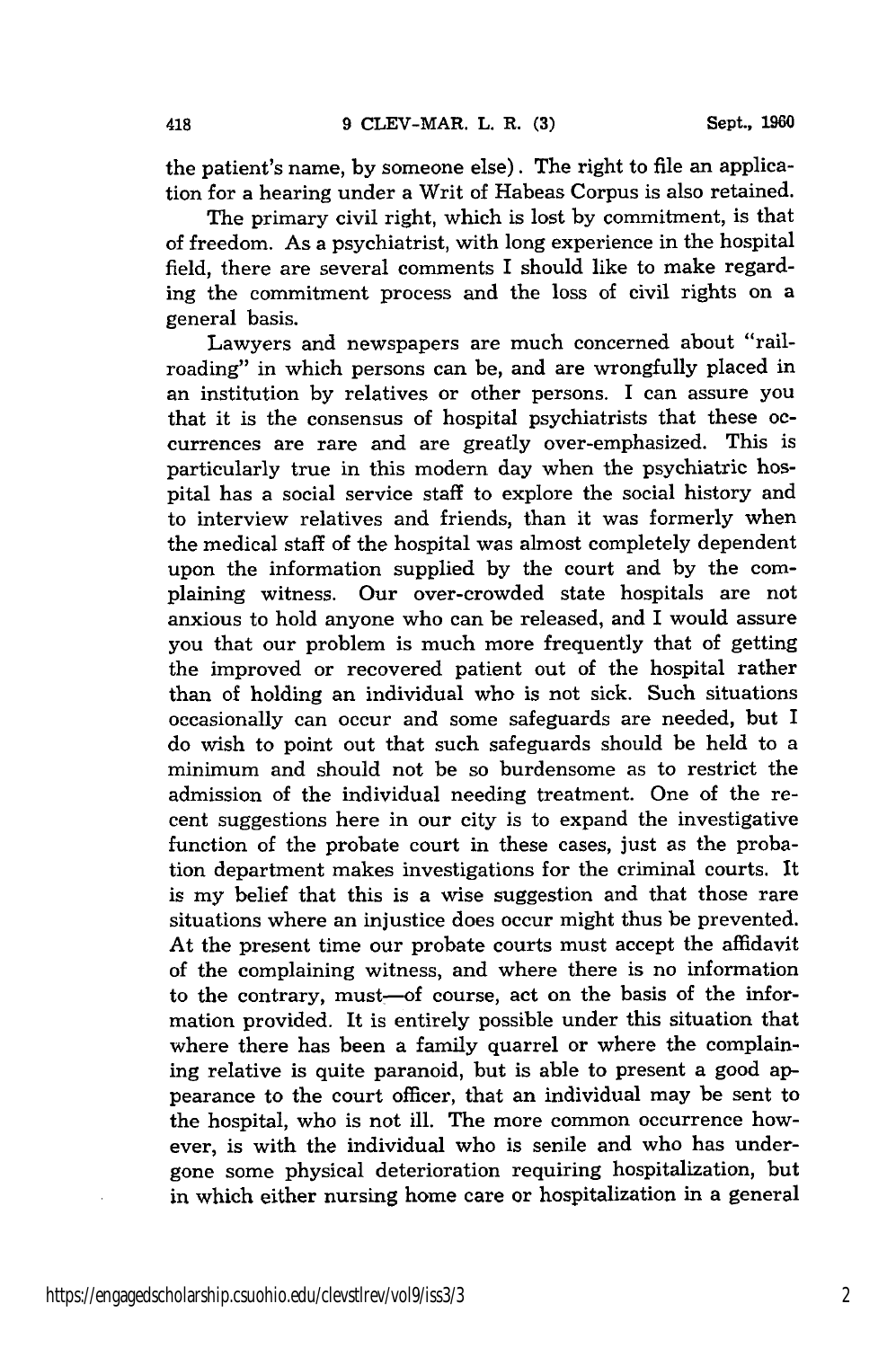the patient's name, by someone else). The right to file an application for a hearing under a Writ of Habeas Corpus is also retained.

The primary civil right, which is lost by commitment, is that of freedom. As a psychiatrist, with long experience in the hospital field, there are several comments I should like to make regarding the commitment process and the loss of civil rights on a general basis.

Lawyers and newspapers are much concerned about "railroading" in which persons can be, and are wrongfully placed in an institution by relatives or other persons. I can assure you that it is the consensus of hospital psychiatrists that these occurrences are rare and are greatly over-emphasized. This is particularly true in this modern day when the psychiatric hospital has a social service staff to explore the social history and to interview relatives and friends, than it was formerly when the medical staff of the hospital was almost completely dependent upon the information supplied by the court and by the complaining witness. Our over-crowded state hospitals are not anxious to hold anyone who can be released, and I would assure you that our problem is much more frequently that of getting the improved or recovered patient out of the hospital rather than of holding an individual who is not sick. Such situations occasionally can occur and some safeguards are needed, but I do wish to point out that such safeguards should be held to a minimum and should not be so burdensome as to restrict the admission of the individual needing treatment. One of the recent suggestions here in our city is to expand the investigative function of the probate court in these cases, just as the probation department makes investigations for the criminal courts. It is my belief that this is a wise suggestion and that those rare situations where an injustice does occur might thus be prevented. At the present time our probate courts must accept the affidavit of the complaining witness, and where there is no information to the contrary, must—of course, act on the basis of the information provided. It is entirely possible under this situation that where there has been a family quarrel or where the complaining relative is quite paranoid, but is able to present a good appearance to the court officer, that an individual may be sent to the hospital, who is not ill. The more common occurrence however, is with the individual who is senile and who has undergone some physical deterioration requiring hospitalization, but in which either nursing home care or hospitalization in a general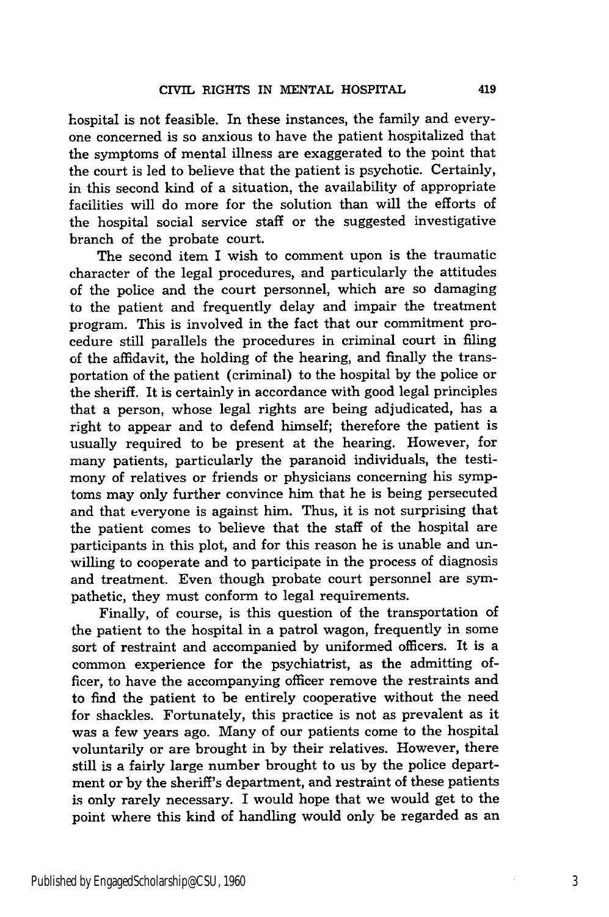hospital is not feasible. In these instances, the family and everyone concerned is so anxious to have the patient hospitalized that the symptoms of mental illness are exaggerated to the point that the court is led to believe that the patient is psychotic. Certainly, in this second kind of a situation, the availability of appropriate facilities will do more for the solution than will the efforts of the hospital social service staff or the suggested investigative branch of the probate court.

The second item I wish to comment upon is the traumatic character of the legal procedures, and particularly the attitudes of the police and the court personnel, which are so damaging to the patient and frequently delay and impair the treatment program. This is involved in the fact that our commitment procedure still parallels the procedures in criminal court in filing of the affidavit, the holding of the hearing, and finally the transportation of the patient (criminal) to the hospital by the police or the sheriff. It is certainly in accordance with good legal principles that a person, whose legal rights are being adjudicated, has a right to appear and to defend himself; therefore the patient is usually required to be present at the hearing. However, for many patients, particularly the paranoid individuals, the testimony of relatives or friends or physicians concerning his symptoms may only further convince him that he is being persecuted and that everyone is against him. Thus, it is not surprising that the patient comes to believe that the staff of the hospital are participants in this plot, and for this reason he is unable and unwilling to cooperate and to participate in the process of diagnosis and treatment. Even though probate court personnel are sympathetic, they must conform to legal requirements.

Finally, of course, is this question of the transportation of the patient to the hospital in a patrol wagon, frequently in some sort of restraint and accompanied by uniformed officers. It is a common experience for the psychiatrist, as the admitting officer, to have the accompanying officer remove the restraints and to find the patient to be entirely cooperative without the need for shackles. Fortunately, this practice is not as prevalent as it was a few years ago. Many of our patients come to the hospital voluntarily or are brought in by their relatives. However, there still is a fairly large number brought to us by the police department or by the sheriff's department, and restraint of these patients is only rarely necessary. I would hope that we would get to the point where this kind of handling would only be regarded as an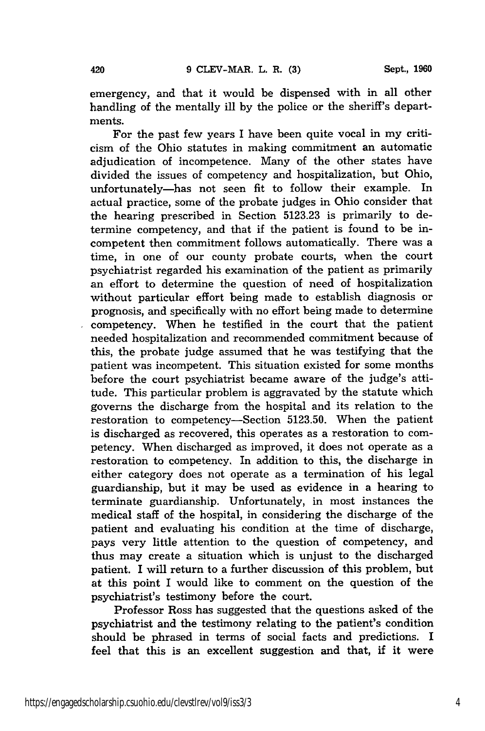emergency, and that it would be dispensed with in all other handling of the mentally ill by the police or the sheriff's departments.

For the past few years I have been quite vocal in my criticism of the Ohio statutes in making commitment an automatic adjudication of incompetence. Many of the other states have divided the issues of competency and hospitalization, but Ohio, unfortunately—has not seen fit to follow their example. In actual practice, some of the probate judges in Ohio consider that the hearing prescribed in Section 5123.23 is primarily to determine competency, and that if the patient is found to be incompetent then commitment follows automatically. There was a time, in one of our county probate courts, when the court psychiatrist regarded his examination of the patient as primarily an effort to determine the question of need of hospitalization without particular effort being made to establish diagnosis or prognosis, and specifically with no effort being made to determine competency. When he testified in the court that the patient needed hospitalization and recommended commitment because of this, the probate judge assumed that he was testifying that the patient was incompetent. This situation existed for some months before the court psychiatrist became aware of the judge's attitude. This particular problem is aggravated by the statute which governs the discharge from the hospital and its relation to the restoration to competency—Section 5123.50. When the patient is discharged as recovered, this operates as a restoration to competency. When discharged as improved, it does not operate as a restoration to competency. In addition to this, the discharge in either category does not operate as a termination of his legal guardianship, but it may be used as evidence in a hearing to terminate guardianship. Unfortunately, in most instances the medical staff of the hospital, in considering the discharge of the patient and evaluating his condition at the time of discharge, pays very little attention to the question of competency, and thus may create a situation which is unjust to the discharged patient. I will return to a further discussion of this problem, but at this point I would like to comment on the question of the psychiatrist's testimony before the court.

Professor Ross has suggested that the questions asked of the psychiatrist and the testimony relating to the patient's condition should be phrased in terms of social facts and predictions. I feel that this is an excellent suggestion and that, if it were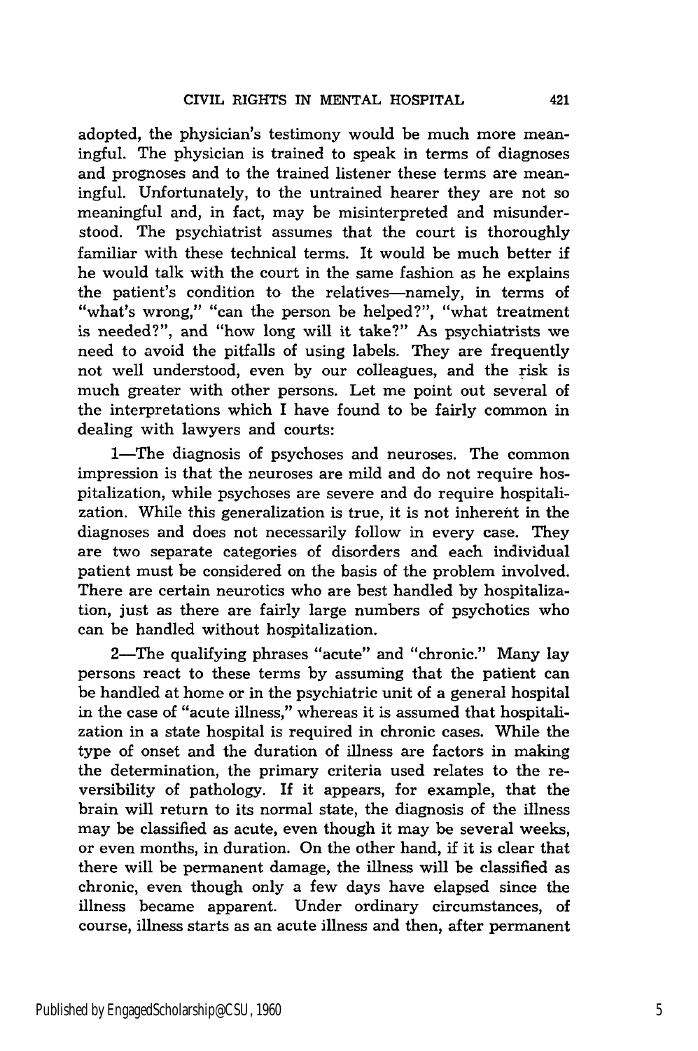adopted, the physician's testimony would be much more meaningful. The physician is trained to speak in terms of diagnoses and prognoses and to the trained listener these terms are meaningful. Unfortunately, to the untrained hearer they are not so meaningful and, in fact, may be misinterpreted and misunderstood. The psychiatrist assumes that the court is thoroughly familiar with these technical terms. It would be much better if he would talk with the court in the same fashion as he explains the patient's condition to the relatives—namely, in terms of "what's wrong," "can the person be helped?", "what treatment is needed?", and "how long will it take?" As psychiatrists we need to avoid the pitfalls of using labels. They are frequently not well understood, even by our colleagues, and the risk is much greater with other persons. Let me point out several of the interpretations which I have found to be fairly common in dealing with lawyers and courts:

1—The diagnosis of psychoses and neuroses. The common impression is that the neuroses are mild and do not require hospitalization, while psychoses are severe and do require hospitalization. While this generalization is true, it is not inherent in the diagnoses and does not necessarily follow in every case. They are two separate categories of disorders and each individual patient must be considered on the basis of the problem involved. There are certain neurotics who are best handled by hospitalization, just as there are fairly large numbers of psychotics who can be handled without hospitalization.

2—The qualifying phrases "acute" and "chronic." Many lay persons react to these terms by assuming that the patient can be handled at home or in the psychiatric unit of a general hospital in the case of "acute illness," whereas it is assumed that hospitalization in a state hospital is required in chronic cases. While the type of onset and the duration of illness are factors in making the determination, the primary criteria used relates to the reversibility of pathology. If it appears, for example, that the brain will return to its normal state, the diagnosis of the illness may be classified as acute, even though it may be several weeks, or even months, in duration. On the other hand, if it is clear that there will be permanent damage, the illness will be classified as chronic, even though only a few days have elapsed since the illness became apparent. Under ordinary circumstances, of course, illness starts as an acute illness and then, after permanent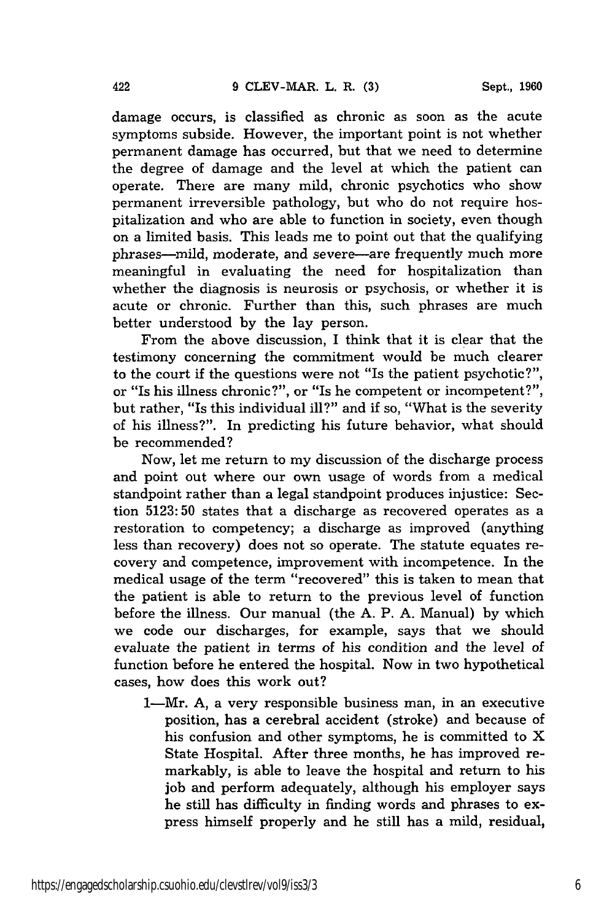damage occurs, is classified as chronic as soon as the acute symptoms subside. However, the important point is not whether permanent damage has occurred, but that we need to determine the degree of damage and the level at which the patient can operate. There are many mild, chronic psychotics who show permanent irreversible pathology, but who do not require hospitalization and who are able to function in society, even though on a limited basis. This leads me to point out that the qualifying phrases—mild, moderate, and severe—are frequently much more meaningful in evaluating the need for hospitalization than whether the diagnosis is neurosis or psychosis, or whether it is acute or chronic. Further than this, such phrases are much better understood by the lay person.

From the above discussion, I think that it is clear that the testimony concerning the commitment would be much clearer to the court if the questions were not "Is the patient psychotic?", or "Is his illness chronic?", or "Is he competent or incompetent?", but rather, "Is this individual ill?" and if so, "What is the severity of his illness?". In predicting his future behavior, what should be recommended?

Now, let me return to my discussion of the discharge process and point out where our own usage of words from a medical standpoint rather than a legal standpoint produces injustice: Section 5123:50 states that a discharge as recovered operates as a restoration to competency; a discharge as improved (anything less than recovery) does not so operate. The statute equates recovery and competence, improvement with incompetence. In the medical usage of the term "recovered" this is taken to mean that the patient is able to return to the previous level of function before the illness. Our manual (the A. P. A. Manual) by which we code our discharges, for example, says that we should evaluate the patient in terms of his condition and the level of function before he entered the hospital. Now in two hypothetical cases, how does this work out?

1—Mr. A, a very responsible business man, in an executive position, has a cerebral accident (stroke) and because of his confusion and other symptoms, he is committed to X State Hospital. After three months, he has improved remarkably, is able to leave the hospital and return to his job and perform adequately, although his employer says he still has difficulty in finding words and phrases to express himself properly and he still has a mild, residual,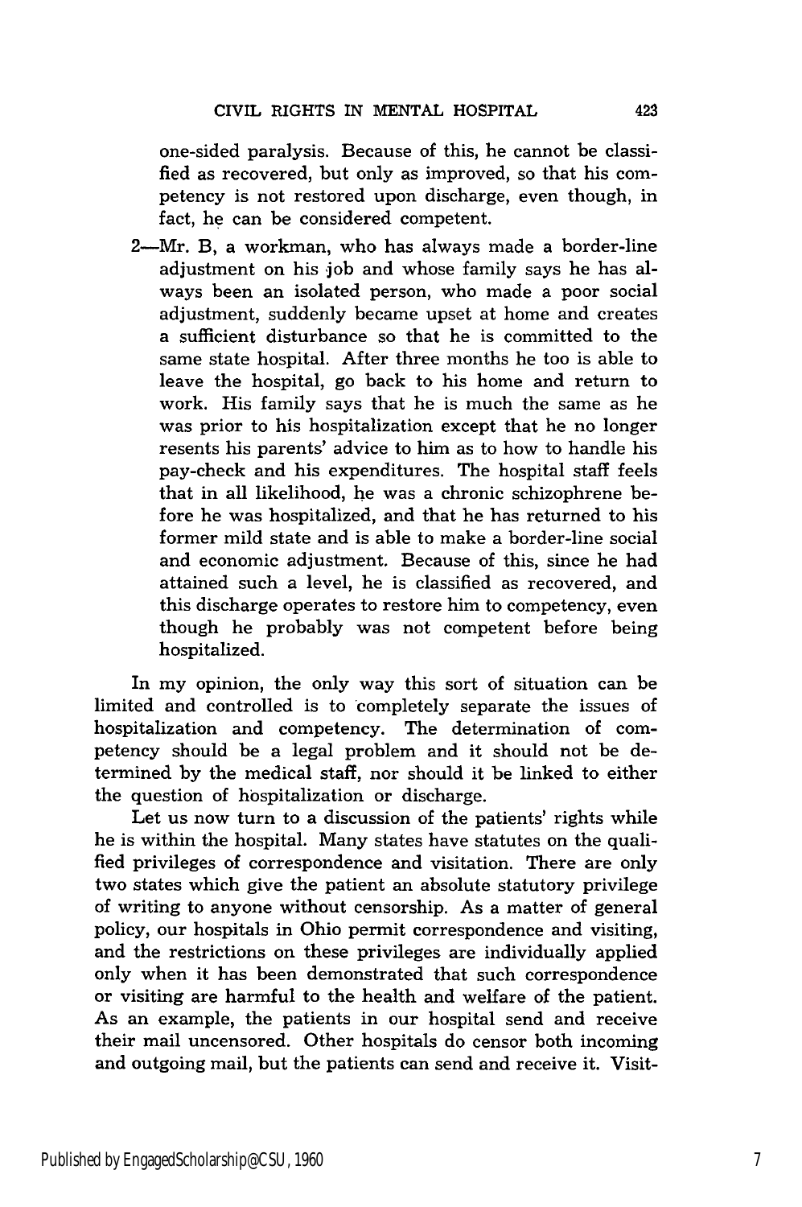one-sided paralysis. Because of this, he cannot be classified as recovered, but only as improved, so that his competency is not restored upon discharge, even though, in fact, he can be considered competent.

2—Mr. B, a workman, who has always made a border-line adjustment on his job and whose family says he has always been an isolated person, who made a poor social adjustment, suddenly became upset at home and creates a sufficient disturbance so that he is committed to the same state hospital. After three months he too is able to leave the hospital, go back to his home and return to work. His family says that he is much the same as he was prior to his hospitalization except that he no longer resents his parents' advice to him as to how to handle his pay-check and his expenditures. The hospital staff feels that in all likelihood, he was a chronic schizophrene before he was hospitalized, and that he has returned to his former mild state and is able to make a border-line social and economic adjustment. Because of this, since he had attained such a level, he is classified as recovered, and this discharge operates to restore him to competency, even though he probably was not competent before being hospitalized.

In my opinion, the only way this sort of situation can be limited and controlled is to completely separate the issues of hospitalization and competency. The determination of competency should be a legal problem and it should not be determined by the medical staff, nor should it be linked to either the question of hospitalization or discharge.

Let us now turn to a discussion of the patients' rights while he is within the hospital. Many states have statutes on the qualified privileges of correspondence and visitation. There are only two states which give the patient an absolute statutory privilege of writing to anyone without censorship. As a matter of general policy, our hospitals in Ohio permit correspondence and visiting, and the restrictions on these privileges are individually applied only when it has been demonstrated that such correspondence or visiting are harmful to the health and welfare of the patient. As an example, the patients in our hospital send and receive their mail uncensored. Other hospitals do censor both incoming and outgoing mail, but the patients can send and receive it. Visit-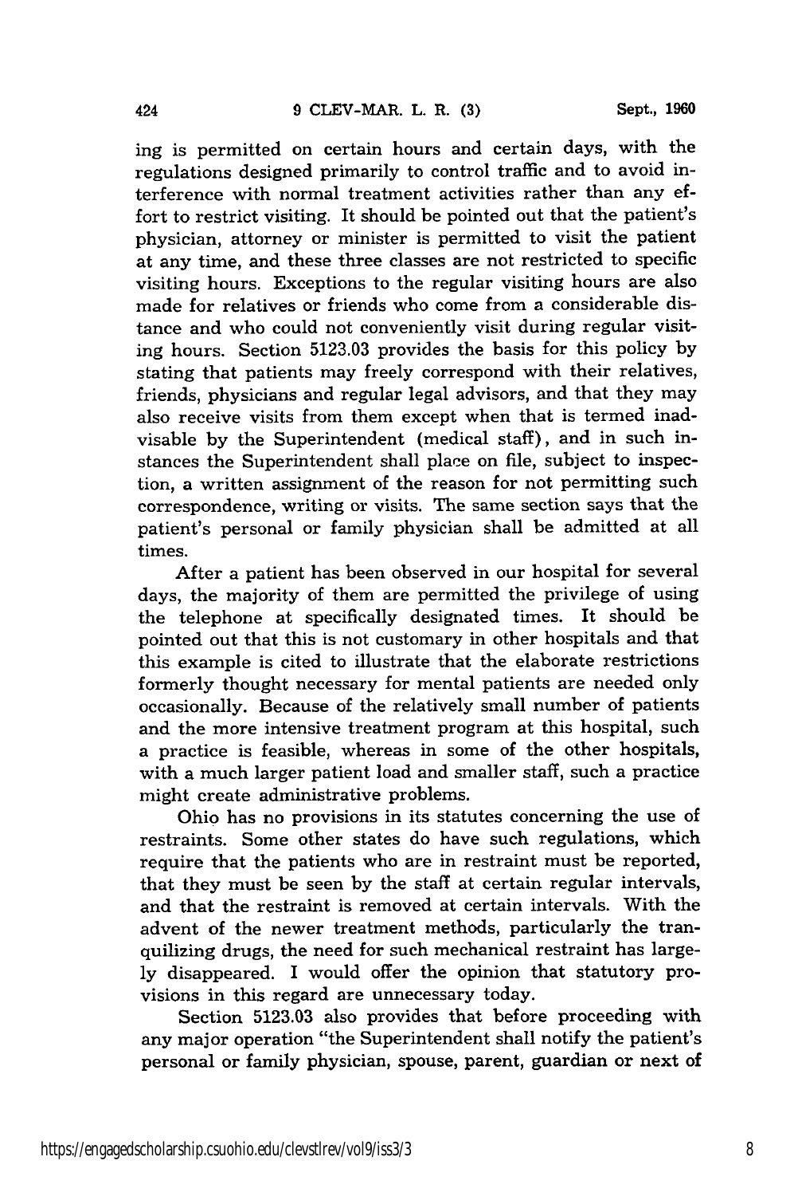ing is permitted on certain hours and certain days, with the regulations designed primarily to control traffic and to avoid interference with normal treatment activities rather than any effort to restrict visiting. It should be pointed out that the patient's physician, attorney or minister is permitted to visit the patient at any time, and these three classes are not restricted to specific visiting hours. Exceptions to the regular visiting hours are also made for relatives or friends who come from a considerable distance and who could not conveniently visit during regular visiting hours. Section 5123.03 provides the basis for this policy by stating that patients may freely correspond with their relatives, friends, physicians and regular legal advisors, and that they may also receive visits from them except when that is termed inadvisable by the Superintendent (medical staff), and in such instances the Superintendent shall place on file, subject to inspection, a written assignment of the reason for not permitting such correspondence, writing or visits. The same section says that the patient's personal or family physician shall be admitted at all times.

After a patient has been observed in our hospital for several days, the majority of them are permitted the privilege of using the telephone at specifically designated times. It should be pointed out that this is not customary in other hospitals and that this example is cited to illustrate that the elaborate restrictions formerly thought necessary for mental patients are needed only occasionally. Because of the relatively small number of patients and the more intensive treatment program at this hospital, such a practice is feasible, whereas in some of the other hospitals, with a much larger patient load and smaller staff, such a practice might create administrative problems.

Ohio has no provisions in its statutes concerning the use of restraints. Some other states do have such regulations, which require that the patients who are in restraint must be reported, that they must be seen by the staff at certain regular intervals, and that the restraint is removed at certain intervals. With the advent of the newer treatment methods, particularly the tranquilizing drugs, the need for such mechanical restraint has largely disappeared. I would offer the opinion that statutory provisions in this regard are unnecessary today.

Section 5123.03 also provides that before proceeding with any major operation "the Superintendent shall notify the patient's personal or family physician, spouse, parent, guardian or next of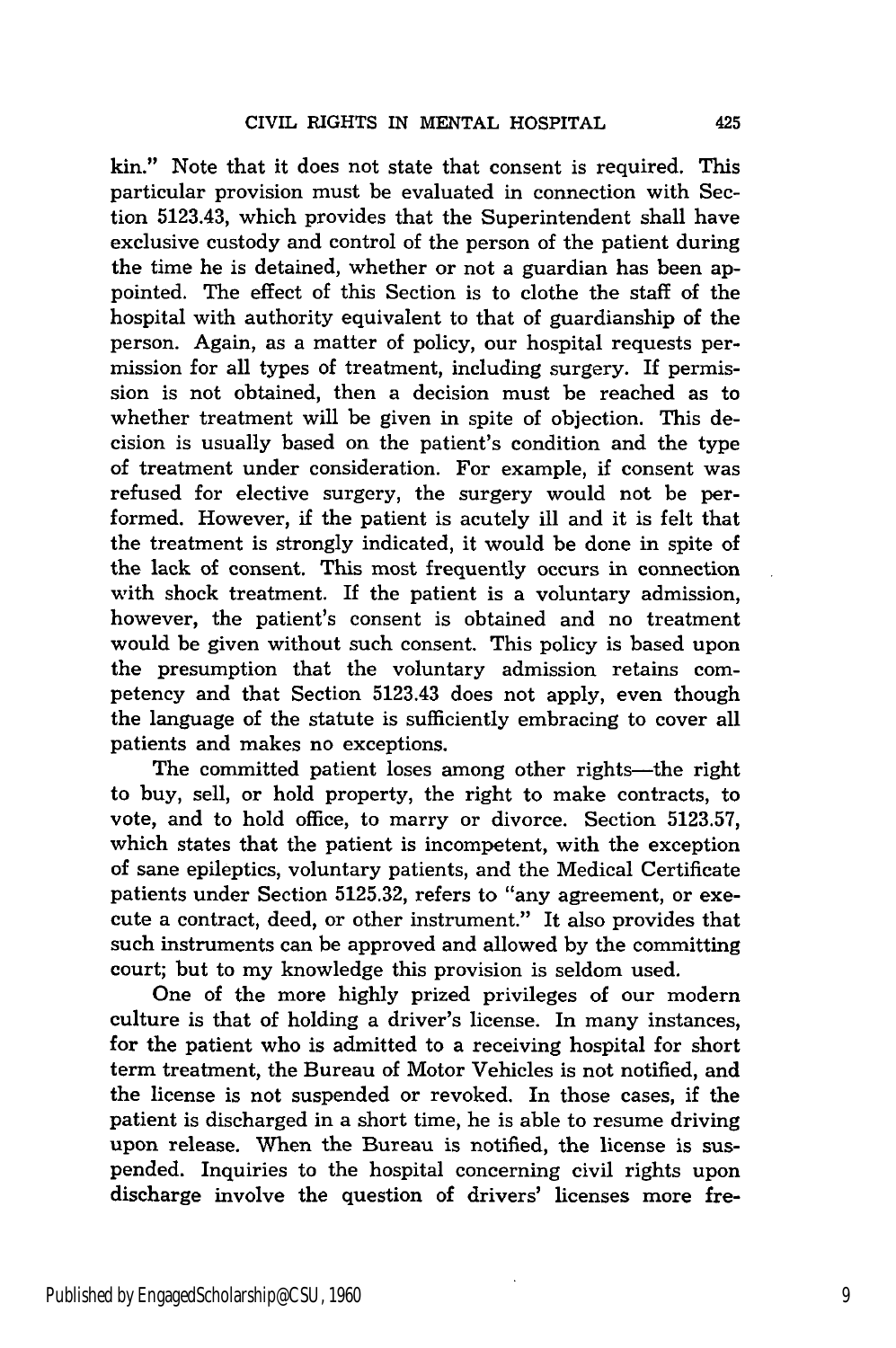kin." Note that it does not state that consent is required. This particular provision must be evaluated in connection with Section 5123.43, which provides that the Superintendent shall have exclusive custody and control of the person of the patient during the time he is detained, whether or not a guardian has been appointed. The effect of this Section is to clothe the staff of the hospital with authority equivalent to that of guardianship of the person. Again, as a matter of policy, our hospital requests permission for all types of treatment, including surgery. If permission is not obtained, then a decision must be reached as to whether treatment will be given in spite of objection. This decision is usually based on the patient's condition and the type of treatment under consideration. For example, if consent was refused for elective surgery, the surgery would not be performed. However, if the patient is acutely ill and it is felt that the treatment is strongly indicated, it would be done in spite of the lack of consent. This most frequently occurs in connection with shock treatment. If the patient is a voluntary admission, however, the patient's consent is obtained and no treatment would be given without such consent. This policy is based upon the presumption that the voluntary admission retains competency and that Section 5123.43 does not apply, even though the language of the statute is sufficiently embracing to cover all patients and makes no exceptions.

The committed patient loses among other rights—the right to buy, sell, or hold property, the right to make contracts, to vote, and to hold office, to marry or divorce. Section 5123.57, which states that the patient is incompetent, with the exception of sane epileptics, voluntary patients, and the Medical Certificate patients under Section 5125.32, refers to "any agreement, or execute a contract, deed, or other instrument." It also provides that such instruments can be approved and allowed by the committing court; but to my knowledge this provision is seldom used.

One of the more highly prized privileges of our modern culture is that of holding a driver's license. In many instances, for the patient who is admitted to a receiving hospital for short term treatment, the Bureau of Motor Vehicles is not notified, and the license is not suspended or revoked. In those cases, if the patient is discharged in a short time, he is able to resume driving upon release. When the Bureau is notified, the license is suspended. Inquiries to the hospital concerning civil rights upon discharge involve the question of drivers' licenses more fre-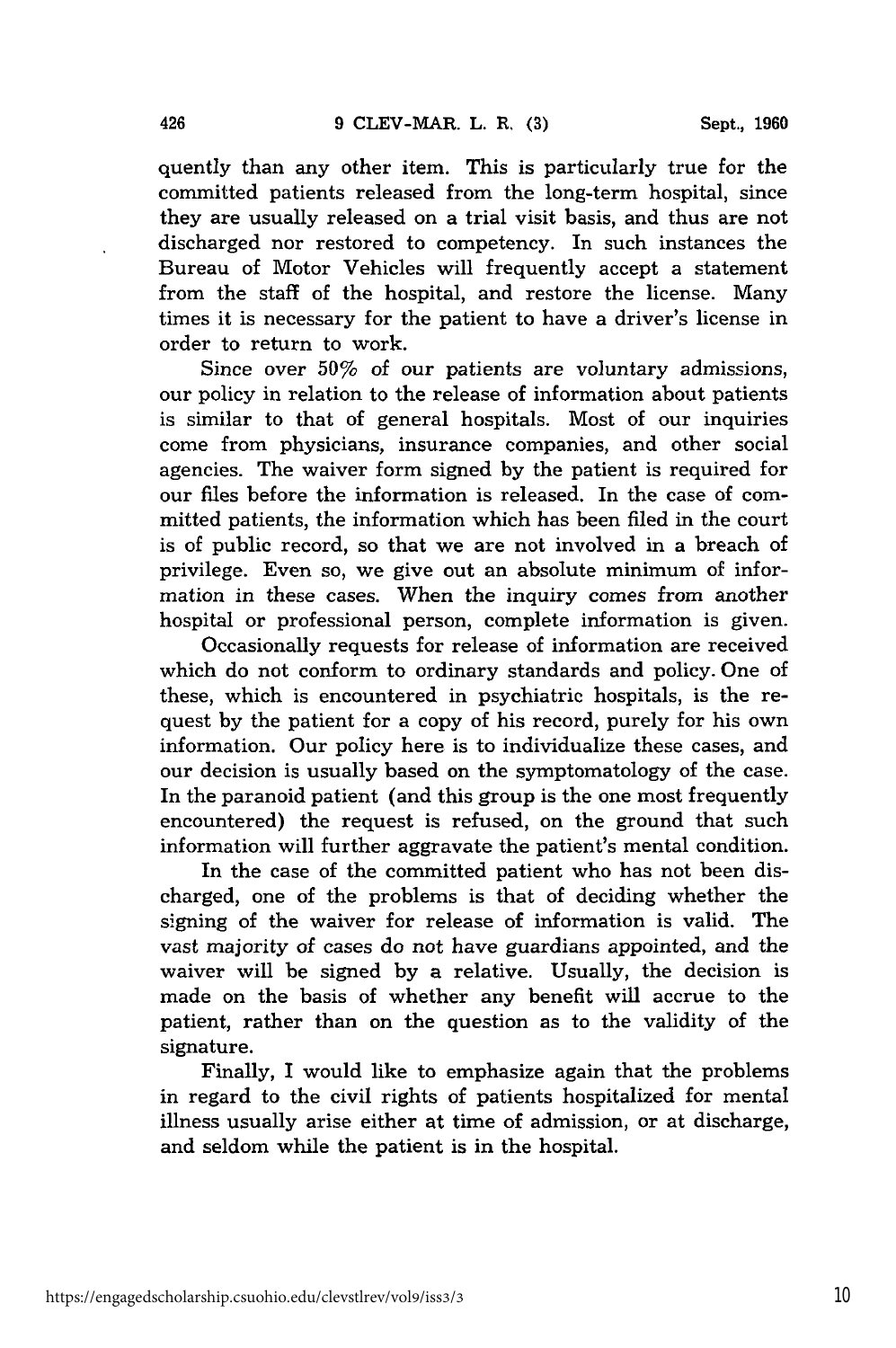quently than any other item. This is particularly true for the committed patients released from the long-term hospital, since they are usually released on a trial visit basis, and thus are not discharged nor restored to competency. In such instances the Bureau of Motor Vehicles will frequently accept a statement from the staff of the hospital, and restore the license. Many times it is necessary for the patient to have a driver's license in order to return to work.

Since over 50% of our patients are voluntary admissions, our policy in relation to the release of information about patients is similar to that of general hospitals. Most of our inquiries come from physicians, insurance companies, and other social agencies. The waiver form signed by the patient is required for our files before the information is released. In the case of committed patients, the information which has been filed in the court is of public record, so that we are not involved in a breach of privilege. Even so, we give out an absolute minimum of information in these cases. When the inquiry comes from another hospital or professional person, complete information is given.

Occasionally requests for release of information are received which do not conform to ordinary standards and policy. One of these, which is encountered in psychiatric hospitals, is the request by the patient for a copy of his record, purely for his own information. Our policy here is to individualize these cases, and our decision is usually based on the symptomatology of the case. In the paranoid patient (and this group is the one most frequently encountered) the request is refused, on the ground that such information will further aggravate the patient's mental condition.

In the case of the committed patient who has not been discharged, one of the problems is that of deciding whether the signing of the waiver for release of information is valid. The vast majority of cases do not have guardians appointed, and the waiver will be signed by a relative. Usually, the decision is made on the basis of whether any benefit will accrue to the patient, rather than on the question as to the validity of the signature.

Finally, I would like to emphasize again that the problems in regard to the civil rights of patients hospitalized for mental illness usually arise either at time of admission, or at discharge, and seldom while the patient is in the hospital.